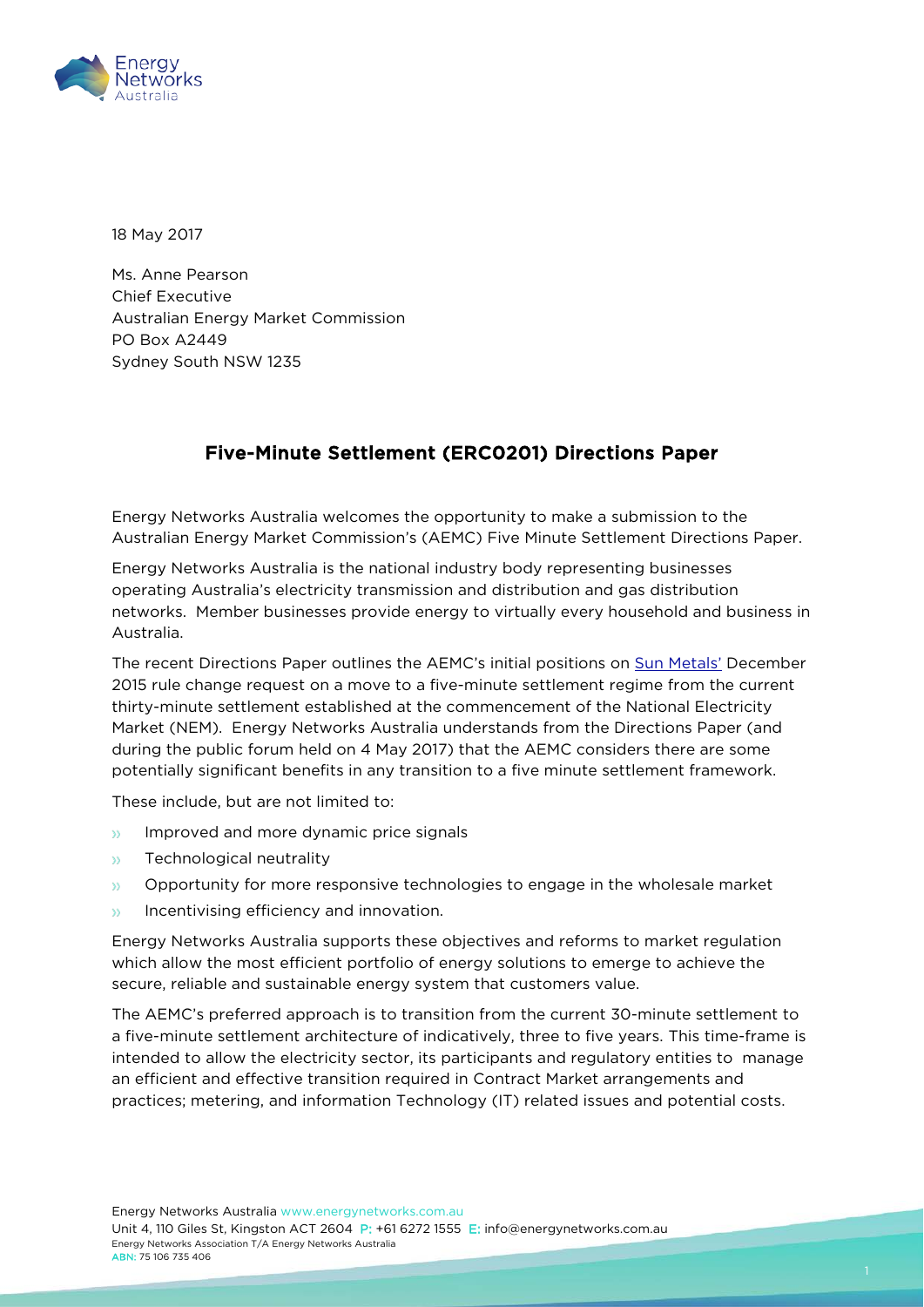18 May 2017

Ms. Anne Pearson
Chief Executive
Australian Energy Market Commission
PO Box A2449
Sydney South NSW 1235

## Five-Minute Settlement (ERC0201) Directions Paper

Energy Networks Australia welcomes the opportunity to make a submission to the Australian Energy Market Commission's (AEMC) Five Minute Settlement Directions Paper.

Energy Networks Australia is the national industry body representing businesses operating Australia's electricity transmission and distribution and gas distribution networks. Member businesses provide energy to virtually every household and business in Australia.

The recent Directions Paper outlines the AEMC's initial positions on Sun Metals' December 2015 rule change request on a move to a five-minute settlement regime from the current thirty-minute settlement established at the commencement of the National Electricity Market (NEM). Energy Networks Australia understands from the Directions Paper (and during the public forum held on 4 May 2017) that the AEMC considers there are some potentially significant benefits in any transition to a five minute settlement framework.

These include, but are not limited to:

- Improved and more dynamic price signals
- Technological neutrality
- Opportunity for more responsive technologies to engage in the wholesale market
- Incentivising efficiency and innovation.

Energy Networks Australia supports these objectives and reforms to market regulation which allow the most efficient portfolio of energy solutions to emerge to achieve the secure, reliable and sustainable energy system that customers value.

The AEMC's preferred approach is to transition from the current 30-minute settlement to a five-minute settlement architecture of indicatively, three to five years. This time-frame is intended to allow the electricity sector, its participants and regulatory entities to manage an efficient and effective transition required in Contract Market arrangements and practices; metering, and information Technology (IT) related issues and potential costs.

Energy Networks Australia www.energynetworks.com.au
Unit 4, 110 Giles St, Kingston ACT 2604 P: +61 6272 1555 E: info@energynetworks.com.au
Energy Networks Association T/A Energy Networks Australia
ABN: 75 106 735 406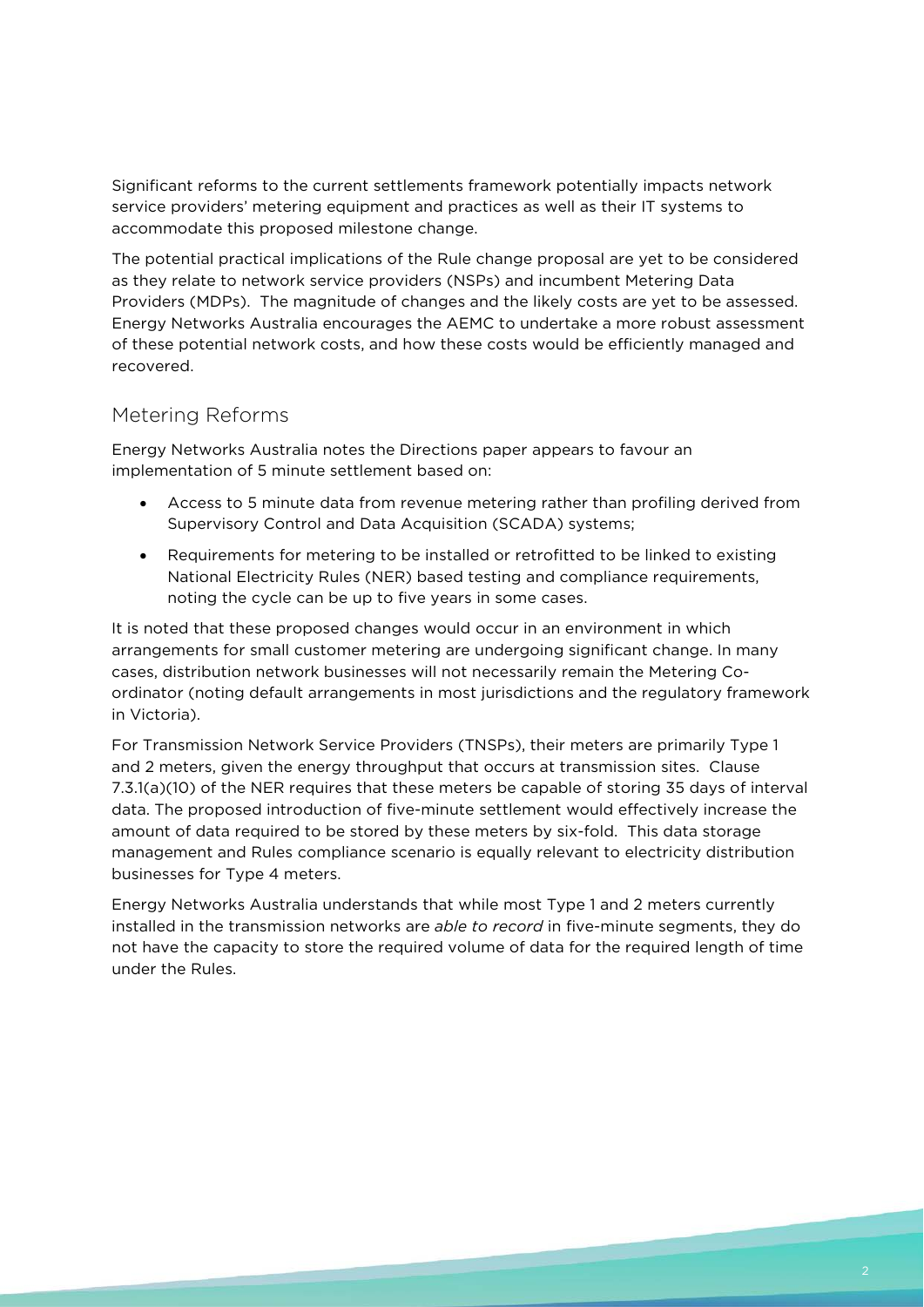Significant reforms to the current settlements framework potentially impacts network service providers' metering equipment and practices as well as their IT systems to accommodate this proposed milestone change.

The potential practical implications of the Rule change proposal are yet to be considered as they relate to network service providers (NSPs) and incumbent Metering Data Providers (MDPs). The magnitude of changes and the likely costs are yet to be assessed. Energy Networks Australia encourages the AEMC to undertake a more robust assessment of these potential network costs, and how these costs would be efficiently managed and recovered.

## Metering Reforms

Energy Networks Australia notes the Directions paper appears to favour an implementation of 5 minute settlement based on:

- Access to 5 minute data from revenue metering rather than profiling derived from Supervisory Control and Data Acquisition (SCADA) systems;
- Requirements for metering to be installed or retrofitted to be linked to existing National Electricity Rules (NER) based testing and compliance requirements, noting the cycle can be up to five years in some cases.

It is noted that these proposed changes would occur in an environment in which arrangements for small customer metering are undergoing significant change. In many cases, distribution network businesses will not necessarily remain the Metering Co-ordinator (noting default arrangements in most jurisdictions and the regulatory framework in Victoria).

For Transmission Network Service Providers (TNSPs), their meters are primarily Type 1 and 2 meters, given the energy throughput that occurs at transmission sites. Clause 7.3.1(a)(10) of the NER requires that these meters be capable of storing 35 days of interval data. The proposed introduction of five-minute settlement would effectively increase the amount of data required to be stored by these meters by six-fold. This data storage management and Rules compliance scenario is equally relevant to electricity distribution businesses for Type 4 meters.

Energy Networks Australia understands that while most Type 1 and 2 meters currently installed in the transmission networks are *able to record* in five-minute segments, they do not have the capacity to store the required volume of data for the required length of time under the Rules.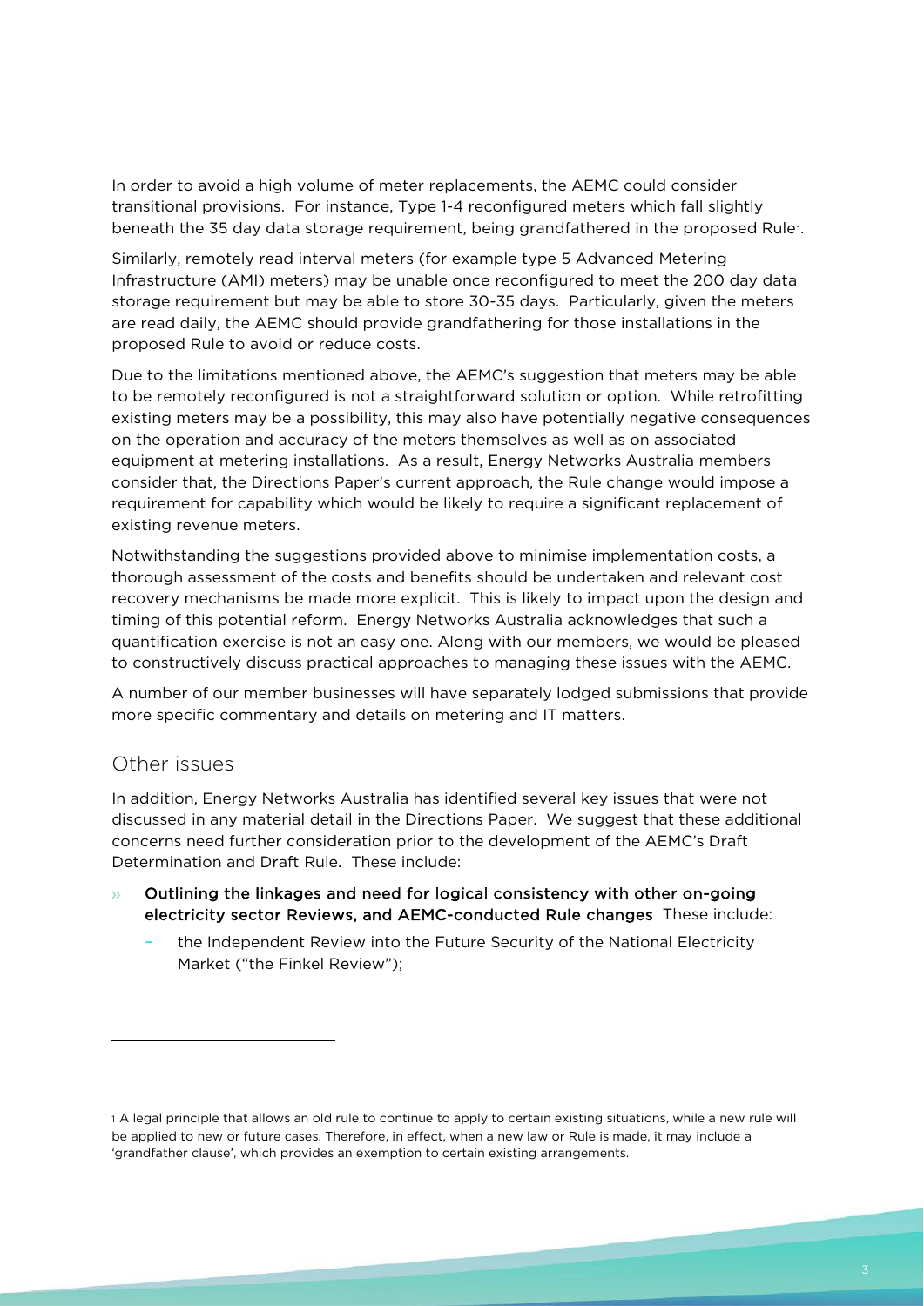In order to avoid a high volume of meter replacements, the AEMC could consider transitional provisions. For instance, Type 1-4 reconfigured meters which fall slightly beneath the 35 day data storage requirement, being grandfathered in the proposed Rule[1].

Similarly, remotely read interval meters (for example type 5 Advanced Metering Infrastructure (AMI) meters) may be unable once reconfigured to meet the 200 day data storage requirement but may be able to store 30-35 days. Particularly, given the meters are read daily, the AEMC should provide grandfathering for those installations in the proposed Rule to avoid or reduce costs.

Due to the limitations mentioned above, the AEMC's suggestion that meters may be able to be remotely reconfigured is not a straightforward solution or option. While retrofitting existing meters may be a possibility, this may also have potentially negative consequences on the operation and accuracy of the meters themselves as well as on associated equipment at metering installations. As a result, Energy Networks Australia members consider that, the Directions Paper's current approach, the Rule change would impose a requirement for capability which would be likely to require a significant replacement of existing revenue meters.

Notwithstanding the suggestions provided above to minimise implementation costs, a thorough assessment of the costs and benefits should be undertaken and relevant cost recovery mechanisms be made more explicit. This is likely to impact upon the design and timing of this potential reform. Energy Networks Australia acknowledges that such a quantification exercise is not an easy one. Along with our members, we would be pleased to constructively discuss practical approaches to managing these issues with the AEMC.

A number of our member businesses will have separately lodged submissions that provide more specific commentary and details on metering and IT matters.

## Other issues

In addition, Energy Networks Australia has identified several key issues that were not discussed in any material detail in the Directions Paper. We suggest that these additional concerns need further consideration prior to the development of the AEMC's Draft Determination and Draft Rule. These include:

- **Outlining the linkages and need for logical consistency with other on-going electricity sector Reviews, and AEMC-conducted Rule changes** These include:
  - the Independent Review into the Future Security of the National Electricity Market ("the Finkel Review");

---

[1] A legal principle that allows an old rule to continue to apply to certain existing situations, while a new rule will be applied to new or future cases. Therefore, in effect, when a new law or Rule is made, it may include a 'grandfather clause', which provides an exemption to certain existing arrangements.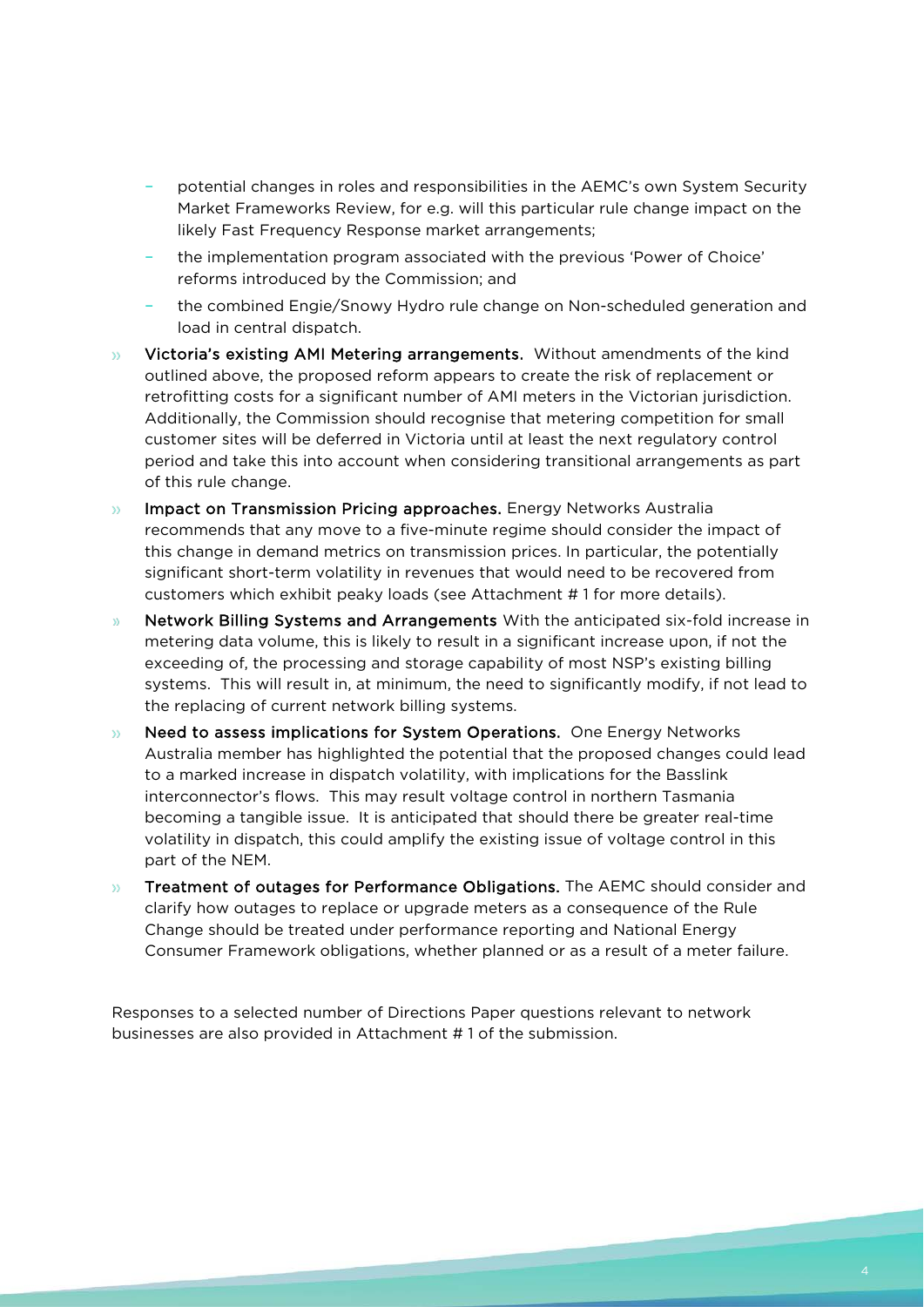- potential changes in roles and responsibilities in the AEMC's own System Security Market Frameworks Review, for e.g. will this particular rule change impact on the likely Fast Frequency Response market arrangements;
  - the implementation program associated with the previous 'Power of Choice' reforms introduced by the Commission; and
  - the combined Engie/Snowy Hydro rule change on Non-scheduled generation and load in central dispatch.
- **Victoria's existing AMI Metering arrangements.** Without amendments of the kind outlined above, the proposed reform appears to create the risk of replacement or retrofitting costs for a significant number of AMI meters in the Victorian jurisdiction. Additionally, the Commission should recognise that metering competition for small customer sites will be deferred in Victoria until at least the next regulatory control period and take this into account when considering transitional arrangements as part of this rule change.
- **Impact on Transmission Pricing approaches.** Energy Networks Australia recommends that any move to a five-minute regime should consider the impact of this change in demand metrics on transmission prices. In particular, the potentially significant short-term volatility in revenues that would need to be recovered from customers which exhibit peaky loads (see Attachment # 1 for more details).
- **Network Billing Systems and Arrangements** With the anticipated six-fold increase in metering data volume, this is likely to result in a significant increase upon, if not the exceeding of, the processing and storage capability of most NSP's existing billing systems. This will result in, at minimum, the need to significantly modify, if not lead to the replacing of current network billing systems.
- **Need to assess implications for System Operations.** One Energy Networks Australia member has highlighted the potential that the proposed changes could lead to a marked increase in dispatch volatility, with implications for the Basslink interconnector's flows. This may result voltage control in northern Tasmania becoming a tangible issue. It is anticipated that should there be greater real-time volatility in dispatch, this could amplify the existing issue of voltage control in this part of the NEM.
- **Treatment of outages for Performance Obligations.** The AEMC should consider and clarify how outages to replace or upgrade meters as a consequence of the Rule Change should be treated under performance reporting and National Energy Consumer Framework obligations, whether planned or as a result of a meter failure.

Responses to a selected number of Directions Paper questions relevant to network businesses are also provided in Attachment # 1 of the submission.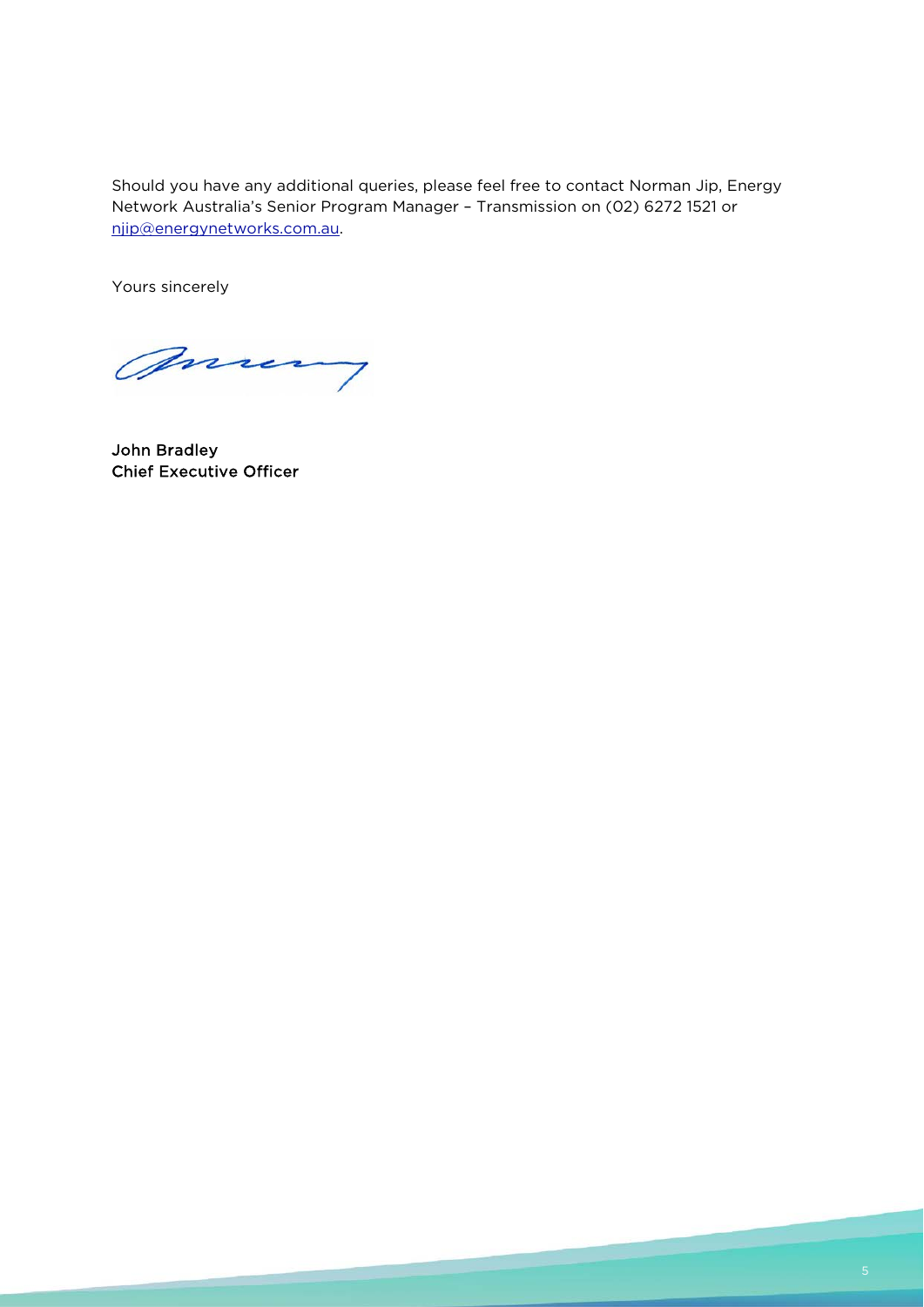Should you have any additional queries, please feel free to contact Norman Jip, Energy Network Australia's Senior Program Manager – Transmission on (02) 6272 1521 or njip@energynetworks.com.au.

Yours sincerely

**John Bradley**
**Chief Executive Officer**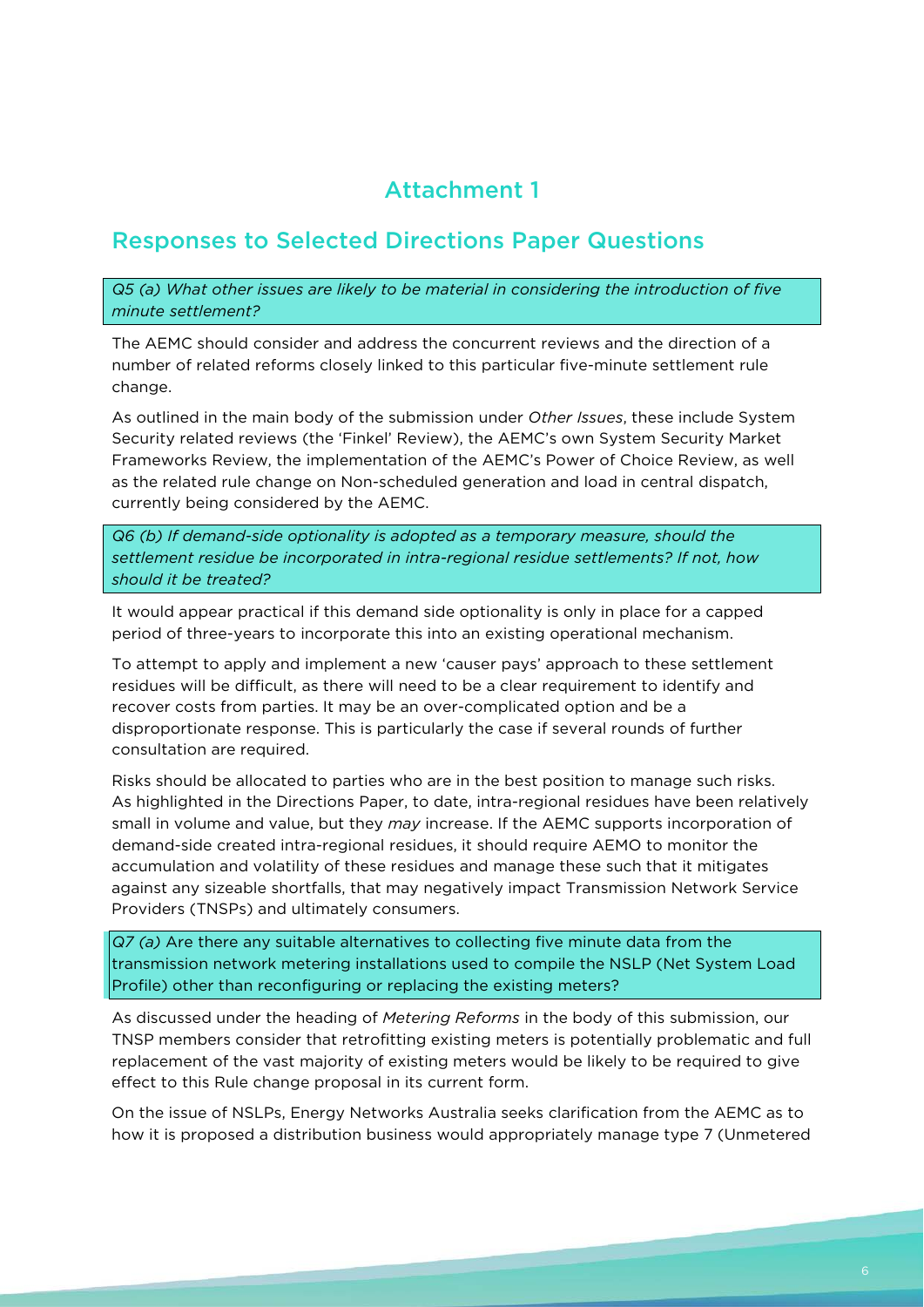# Attachment 1

## Responses to Selected Directions Paper Questions

*Q5 (a) What other issues are likely to be material in considering the introduction of five minute settlement?*

The AEMC should consider and address the concurrent reviews and the direction of a number of related reforms closely linked to this particular five-minute settlement rule change.

As outlined in the main body of the submission under *Other Issues*, these include System Security related reviews (the 'Finkel' Review), the AEMC's own System Security Market Frameworks Review, the implementation of the AEMC's Power of Choice Review, as well as the related rule change on Non-scheduled generation and load in central dispatch, currently being considered by the AEMC.

*Q6 (b) If demand-side optionality is adopted as a temporary measure, should the settlement residue be incorporated in intra-regional residue settlements? If not, how should it be treated?*

It would appear practical if this demand side optionality is only in place for a capped period of three-years to incorporate this into an existing operational mechanism.

To attempt to apply and implement a new 'causer pays' approach to these settlement residues will be difficult, as there will need to be a clear requirement to identify and recover costs from parties. It may be an over-complicated option and be a disproportionate response. This is particularly the case if several rounds of further consultation are required.

Risks should be allocated to parties who are in the best position to manage such risks. As highlighted in the Directions Paper, to date, intra-regional residues have been relatively small in volume and value, but they *may* increase. If the AEMC supports incorporation of demand-side created intra-regional residues, it should require AEMO to monitor the accumulation and volatility of these residues and manage these such that it mitigates against any sizeable shortfalls, that may negatively impact Transmission Network Service Providers (TNSPs) and ultimately consumers.

*Q7 (a)* Are there any suitable alternatives to collecting five minute data from the transmission network metering installations used to compile the NSLP (Net System Load Profile) other than reconfiguring or replacing the existing meters?

As discussed under the heading of *Metering Reforms* in the body of this submission, our TNSP members consider that retrofitting existing meters is potentially problematic and full replacement of the vast majority of existing meters would be likely to be required to give effect to this Rule change proposal in its current form.

On the issue of NSLPs, Energy Networks Australia seeks clarification from the AEMC as to how it is proposed a distribution business would appropriately manage type 7 (Unmetered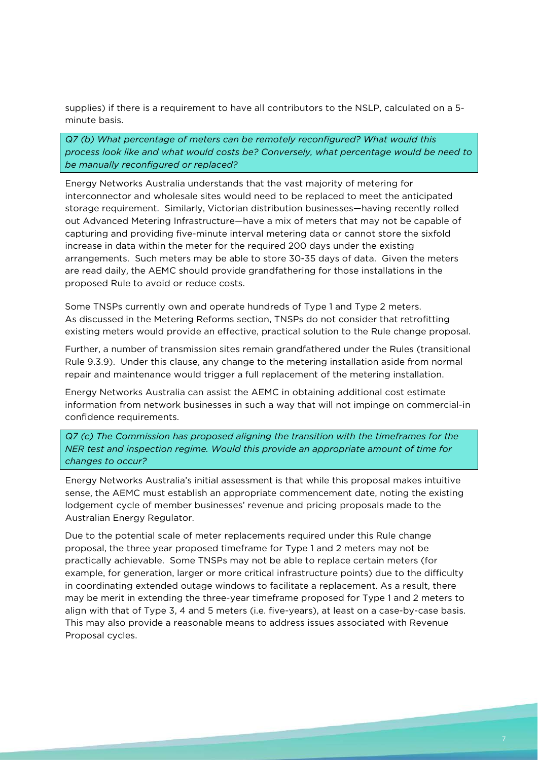supplies) if there is a requirement to have all contributors to the NSLP, calculated on a 5-minute basis.

*Q7 (b) What percentage of meters can be remotely reconfigured? What would this process look like and what would costs be? Conversely, what percentage would be need to be manually reconfigured or replaced?*

Energy Networks Australia understands that the vast majority of metering for interconnector and wholesale sites would need to be replaced to meet the anticipated storage requirement. Similarly, Victorian distribution businesses—having recently rolled out Advanced Metering Infrastructure—have a mix of meters that may not be capable of capturing and providing five-minute interval metering data or cannot store the sixfold increase in data within the meter for the required 200 days under the existing arrangements. Such meters may be able to store 30-35 days of data. Given the meters are read daily, the AEMC should provide grandfathering for those installations in the proposed Rule to avoid or reduce costs.

Some TNSPs currently own and operate hundreds of Type 1 and Type 2 meters. As discussed in the Metering Reforms section, TNSPs do not consider that retrofitting existing meters would provide an effective, practical solution to the Rule change proposal.

Further, a number of transmission sites remain grandfathered under the Rules (transitional Rule 9.3.9). Under this clause, any change to the metering installation aside from normal repair and maintenance would trigger a full replacement of the metering installation.

Energy Networks Australia can assist the AEMC in obtaining additional cost estimate information from network businesses in such a way that will not impinge on commercial-in confidence requirements.

*Q7 (c) The Commission has proposed aligning the transition with the timeframes for the NER test and inspection regime. Would this provide an appropriate amount of time for changes to occur?*

Energy Networks Australia's initial assessment is that while this proposal makes intuitive sense, the AEMC must establish an appropriate commencement date, noting the existing lodgement cycle of member businesses' revenue and pricing proposals made to the Australian Energy Regulator.

Due to the potential scale of meter replacements required under this Rule change proposal, the three year proposed timeframe for Type 1 and 2 meters may not be practically achievable. Some TNSPs may not be able to replace certain meters (for example, for generation, larger or more critical infrastructure points) due to the difficulty in coordinating extended outage windows to facilitate a replacement. As a result, there may be merit in extending the three-year timeframe proposed for Type 1 and 2 meters to align with that of Type 3, 4 and 5 meters (i.e. five-years), at least on a case-by-case basis. This may also provide a reasonable means to address issues associated with Revenue Proposal cycles.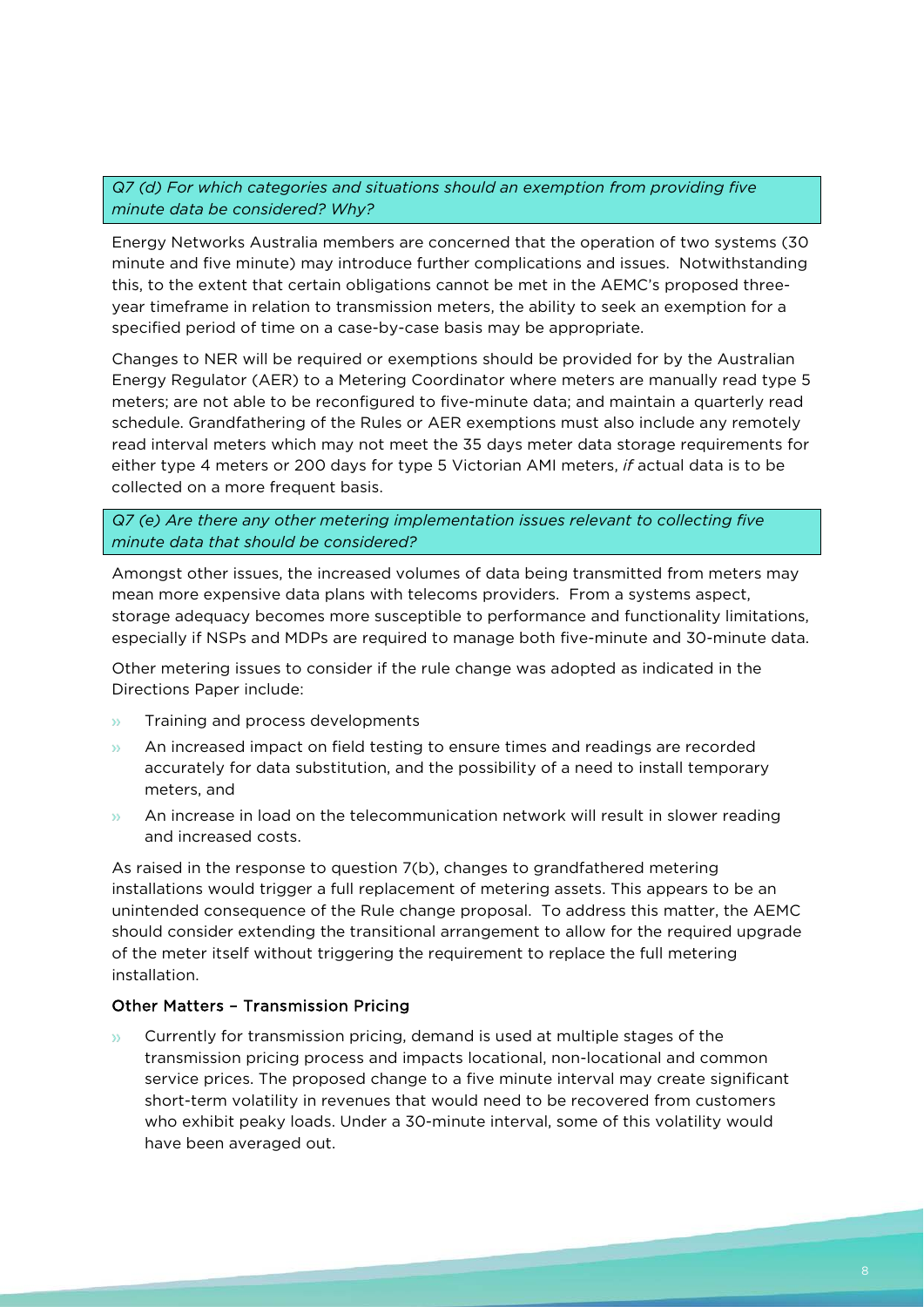*Q7 (d) For which categories and situations should an exemption from providing five minute data be considered? Why?*

Energy Networks Australia members are concerned that the operation of two systems (30 minute and five minute) may introduce further complications and issues. Notwithstanding this, to the extent that certain obligations cannot be met in the AEMC's proposed three-year timeframe in relation to transmission meters, the ability to seek an exemption for a specified period of time on a case-by-case basis may be appropriate.

Changes to NER will be required or exemptions should be provided for by the Australian Energy Regulator (AER) to a Metering Coordinator where meters are manually read type 5 meters; are not able to be reconfigured to five-minute data; and maintain a quarterly read schedule. Grandfathering of the Rules or AER exemptions must also include any remotely read interval meters which may not meet the 35 days meter data storage requirements for either type 4 meters or 200 days for type 5 Victorian AMI meters, *if* actual data is to be collected on a more frequent basis.

*Q7 (e) Are there any other metering implementation issues relevant to collecting five minute data that should be considered?*

Amongst other issues, the increased volumes of data being transmitted from meters may mean more expensive data plans with telecoms providers. From a systems aspect, storage adequacy becomes more susceptible to performance and functionality limitations, especially if NSPs and MDPs are required to manage both five-minute and 30-minute data.

Other metering issues to consider if the rule change was adopted as indicated in the Directions Paper include:

- Training and process developments
- An increased impact on field testing to ensure times and readings are recorded accurately for data substitution, and the possibility of a need to install temporary meters, and
- An increase in load on the telecommunication network will result in slower reading and increased costs.

As raised in the response to question 7(b), changes to grandfathered metering installations would trigger a full replacement of metering assets. This appears to be an unintended consequence of the Rule change proposal. To address this matter, the AEMC should consider extending the transitional arrangement to allow for the required upgrade of the meter itself without triggering the requirement to replace the full metering installation.

### Other Matters – Transmission Pricing

- Currently for transmission pricing, demand is used at multiple stages of the transmission pricing process and impacts locational, non-locational and common service prices. The proposed change to a five minute interval may create significant short-term volatility in revenues that would need to be recovered from customers who exhibit peaky loads. Under a 30-minute interval, some of this volatility would have been averaged out.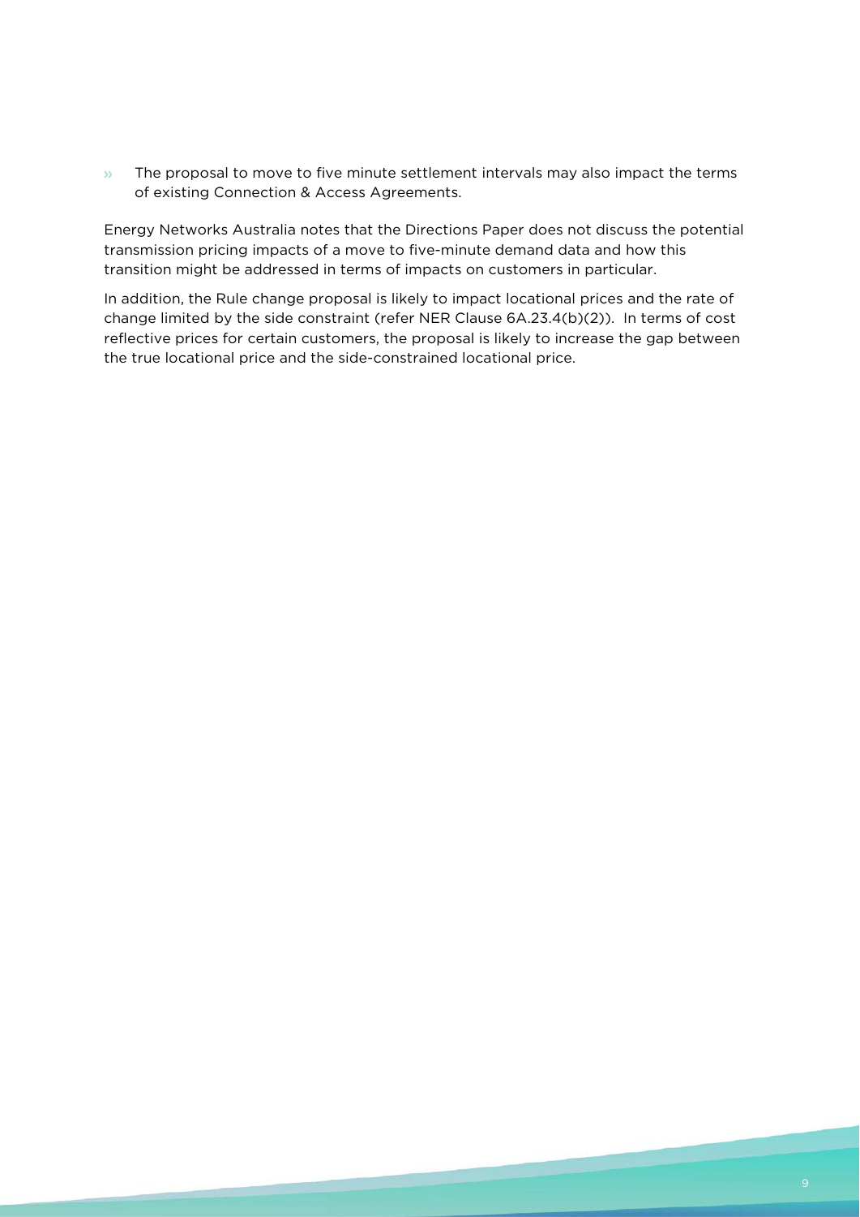- The proposal to move to five minute settlement intervals may also impact the terms of existing Connection & Access Agreements.

Energy Networks Australia notes that the Directions Paper does not discuss the potential transmission pricing impacts of a move to five-minute demand data and how this transition might be addressed in terms of impacts on customers in particular.

In addition, the Rule change proposal is likely to impact locational prices and the rate of change limited by the side constraint (refer NER Clause 6A.23.4(b)(2)). In terms of cost reflective prices for certain customers, the proposal is likely to increase the gap between the true locational price and the side-constrained locational price.